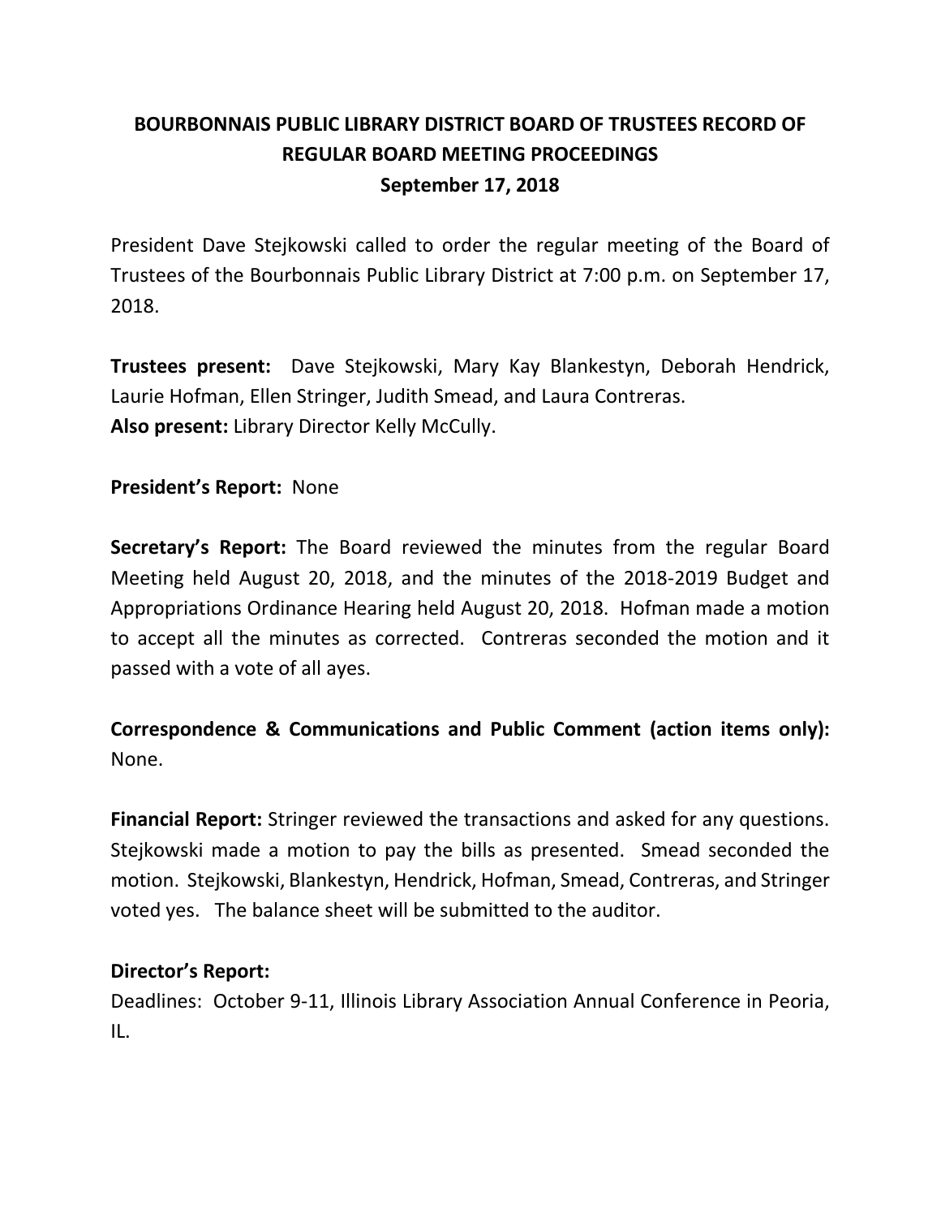# BOURBONNAIS PUBLIC LIBRARY DISTRICT BOARD OF TRUSTEES RECORD OF REGULAR BOARD MEETING PROCEEDINGS

**September 17, 2018**

President Dave Stejkowski called to order the regular meeting of the Board of Trustees of the Bourbonnais Public Library District at 7:00 p.m. on September 17, 2018.

**Trustees present:** Dave Stejkowski, Mary Kay Blankestyn, Deborah Hendrick, Laurie Hofman, Ellen Stringer, Judith Smead, and Laura Contreras.
**Also present:** Library Director Kelly McCully.

**President's Report:** None

**Secretary's Report:** The Board reviewed the minutes from the regular Board Meeting held August 20, 2018, and the minutes of the 2018-2019 Budget and Appropriations Ordinance Hearing held August 20, 2018. Hofman made a motion to accept all the minutes as corrected. Contreras seconded the motion and it passed with a vote of all ayes.

**Correspondence & Communications and Public Comment (action items only):** None.

**Financial Report:** Stringer reviewed the transactions and asked for any questions. Stejkowski made a motion to pay the bills as presented. Smead seconded the motion. Stejkowski, Blankestyn, Hendrick, Hofman, Smead, Contreras, and Stringer voted yes. The balance sheet will be submitted to the auditor.

**Director's Report:**
Deadlines: October 9-11, Illinois Library Association Annual Conference in Peoria, IL.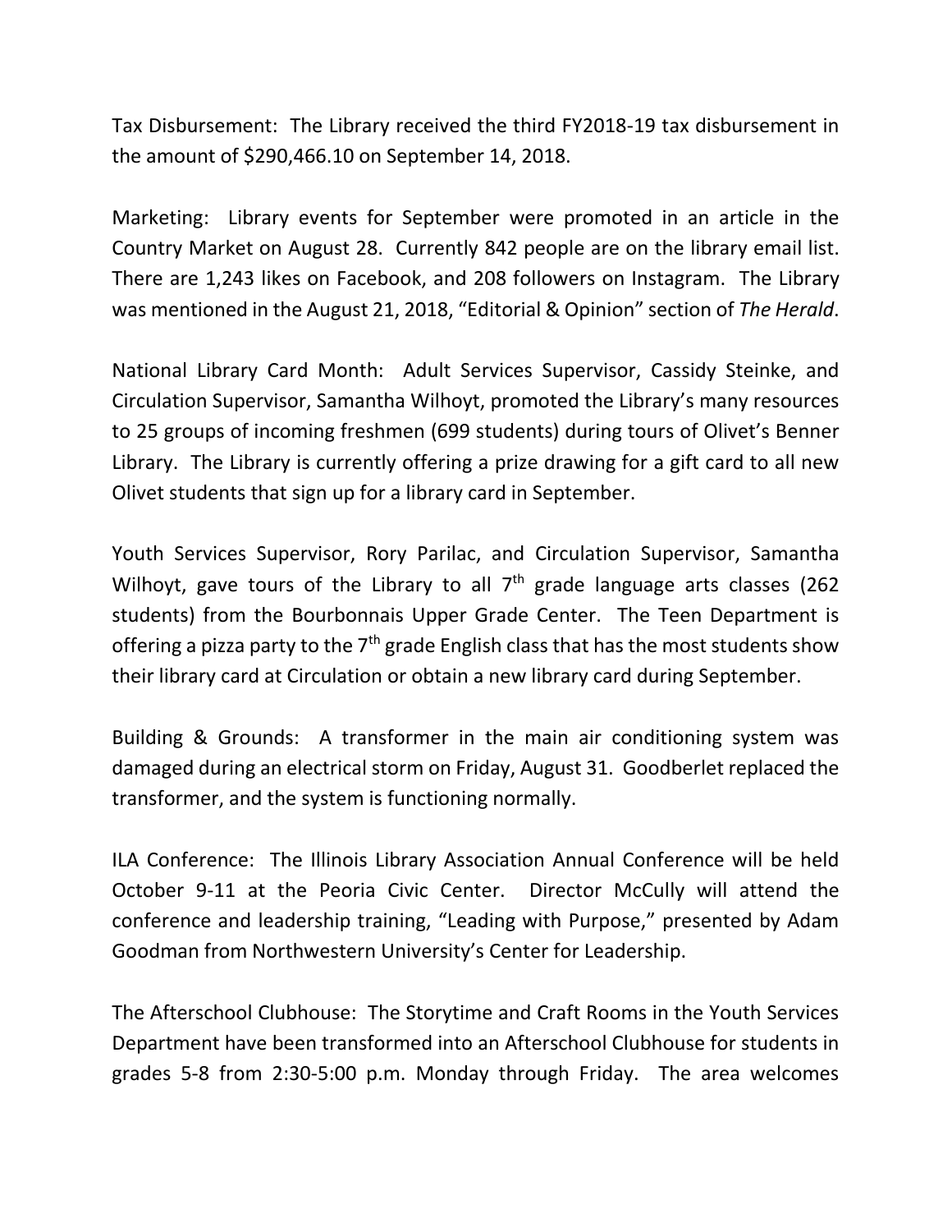Tax Disbursement: The Library received the third FY2018-19 tax disbursement in the amount of $290,466.10 on September 14, 2018.

Marketing: Library events for September were promoted in an article in the Country Market on August 28. Currently 842 people are on the library email list. There are 1,243 likes on Facebook, and 208 followers on Instagram. The Library was mentioned in the August 21, 2018, "Editorial & Opinion" section of *The Herald*.

National Library Card Month: Adult Services Supervisor, Cassidy Steinke, and Circulation Supervisor, Samantha Wilhoyt, promoted the Library's many resources to 25 groups of incoming freshmen (699 students) during tours of Olivet's Benner Library. The Library is currently offering a prize drawing for a gift card to all new Olivet students that sign up for a library card in September.

Youth Services Supervisor, Rory Parilac, and Circulation Supervisor, Samantha Wilhoyt, gave tours of the Library to all 7th grade language arts classes (262 students) from the Bourbonnais Upper Grade Center. The Teen Department is offering a pizza party to the 7th grade English class that has the most students show their library card at Circulation or obtain a new library card during September.

Building & Grounds: A transformer in the main air conditioning system was damaged during an electrical storm on Friday, August 31. Goodberlet replaced the transformer, and the system is functioning normally.

ILA Conference: The Illinois Library Association Annual Conference will be held October 9-11 at the Peoria Civic Center. Director McCully will attend the conference and leadership training, "Leading with Purpose," presented by Adam Goodman from Northwestern University's Center for Leadership.

The Afterschool Clubhouse: The Storytime and Craft Rooms in the Youth Services Department have been transformed into an Afterschool Clubhouse for students in grades 5-8 from 2:30-5:00 p.m. Monday through Friday. The area welcomes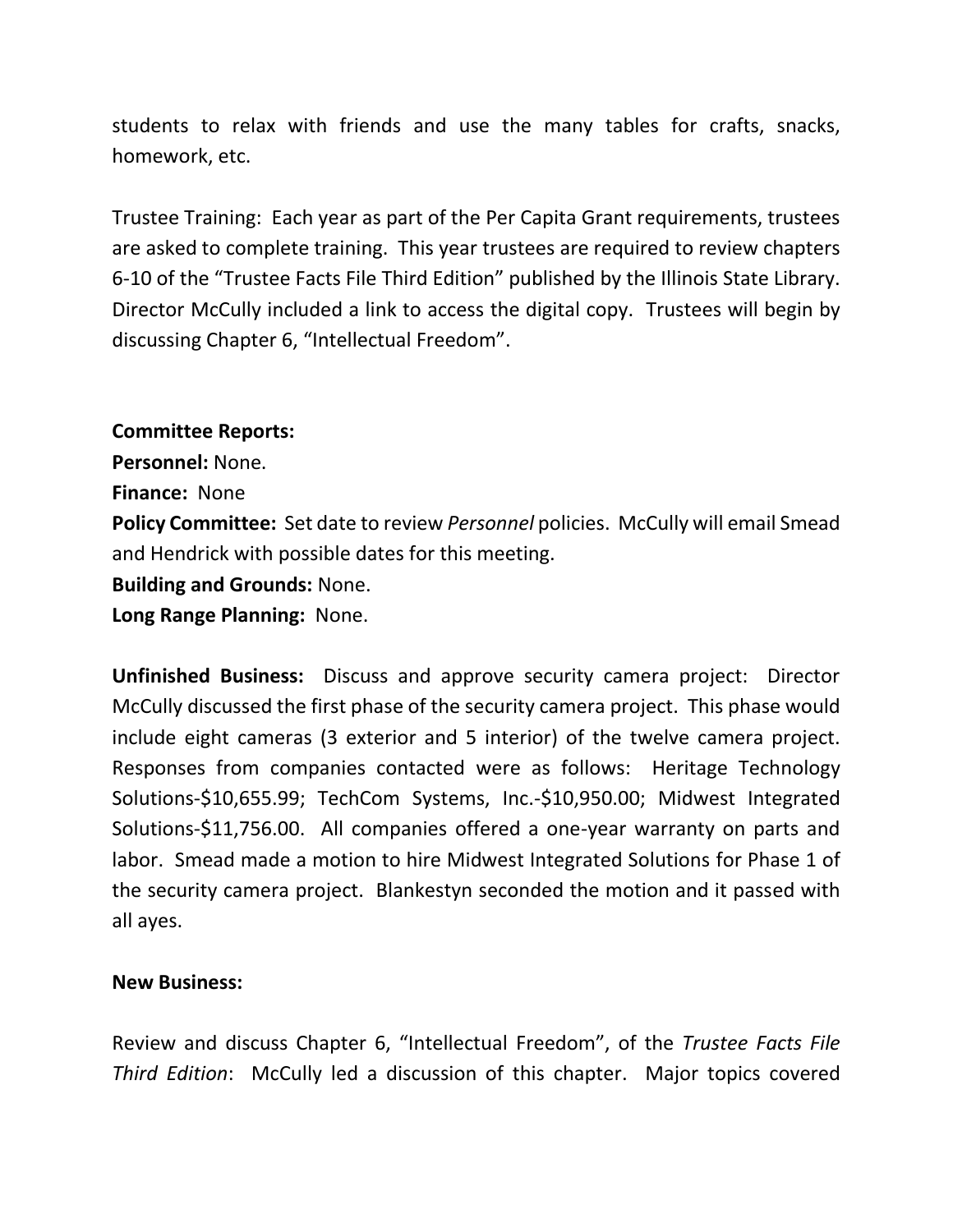students to relax with friends and use the many tables for crafts, snacks, homework, etc.

Trustee Training: Each year as part of the Per Capita Grant requirements, trustees are asked to complete training. This year trustees are required to review chapters 6-10 of the "Trustee Facts File Third Edition" published by the Illinois State Library. Director McCully included a link to access the digital copy. Trustees will begin by discussing Chapter 6, "Intellectual Freedom".

**Committee Reports:**
**Personnel:** None.
**Finance:** None
**Policy Committee:** Set date to review *Personnel* policies. McCully will email Smead and Hendrick with possible dates for this meeting.
**Building and Grounds:** None.
**Long Range Planning:** None.

**Unfinished Business:** Discuss and approve security camera project: Director McCully discussed the first phase of the security camera project. This phase would include eight cameras (3 exterior and 5 interior) of the twelve camera project. Responses from companies contacted were as follows: Heritage Technology Solutions-$10,655.99; TechCom Systems, Inc.-$10,950.00; Midwest Integrated Solutions-$11,756.00. All companies offered a one-year warranty on parts and labor. Smead made a motion to hire Midwest Integrated Solutions for Phase 1 of the security camera project. Blankestyn seconded the motion and it passed with all ayes.

**New Business:**

Review and discuss Chapter 6, "Intellectual Freedom", of the *Trustee Facts File Third Edition*: McCully led a discussion of this chapter. Major topics covered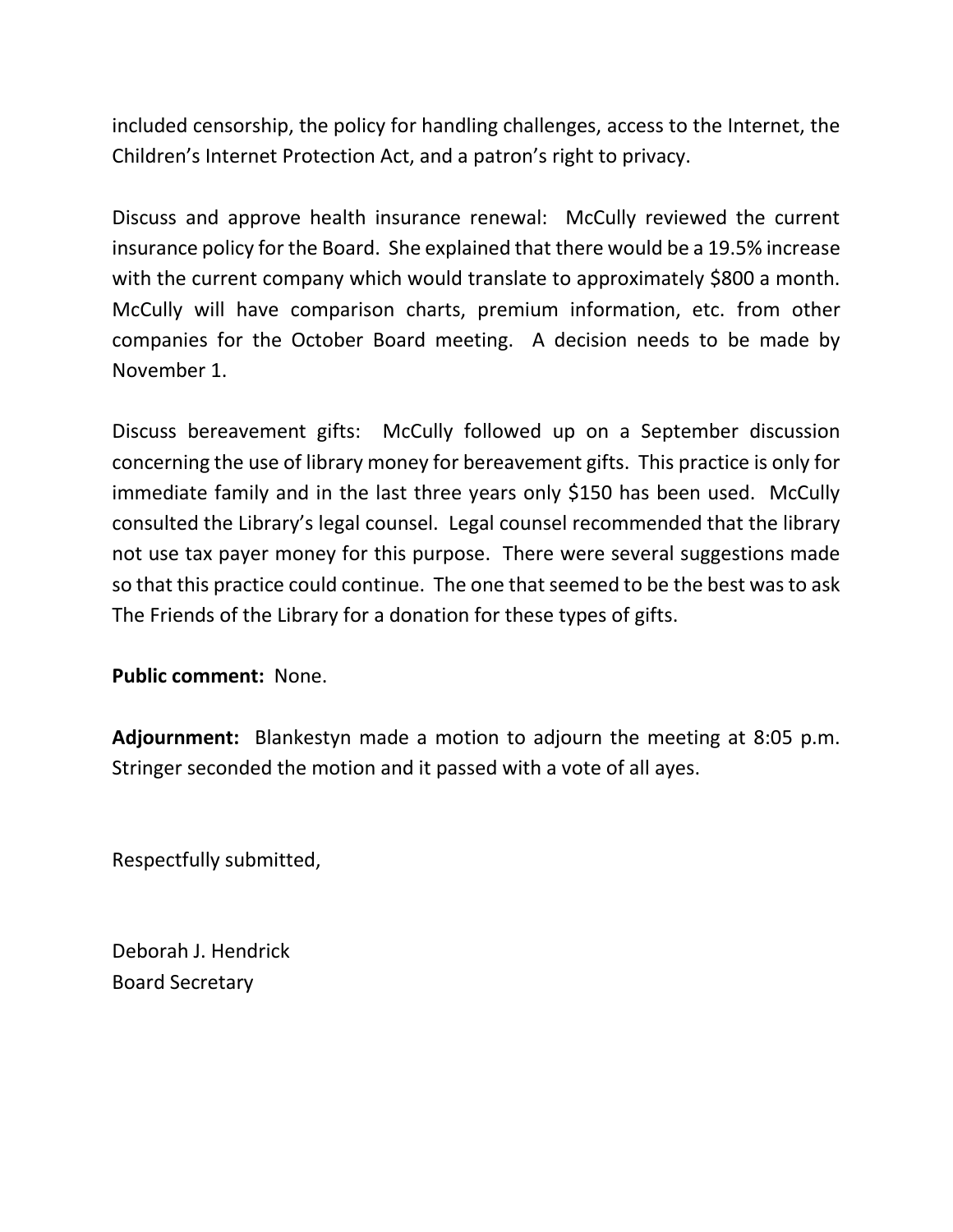included censorship, the policy for handling challenges, access to the Internet, the Children's Internet Protection Act, and a patron's right to privacy.

Discuss and approve health insurance renewal: McCully reviewed the current insurance policy for the Board. She explained that there would be a 19.5% increase with the current company which would translate to approximately $800 a month. McCully will have comparison charts, premium information, etc. from other companies for the October Board meeting. A decision needs to be made by November 1.

Discuss bereavement gifts: McCully followed up on a September discussion concerning the use of library money for bereavement gifts. This practice is only for immediate family and in the last three years only $150 has been used. McCully consulted the Library's legal counsel. Legal counsel recommended that the library not use tax payer money for this purpose. There were several suggestions made so that this practice could continue. The one that seemed to be the best was to ask The Friends of the Library for a donation for these types of gifts.

**Public comment:** None.

**Adjournment:** Blankestyn made a motion to adjourn the meeting at 8:05 p.m. Stringer seconded the motion and it passed with a vote of all ayes.

Respectfully submitted,

Deborah J. Hendrick
Board Secretary